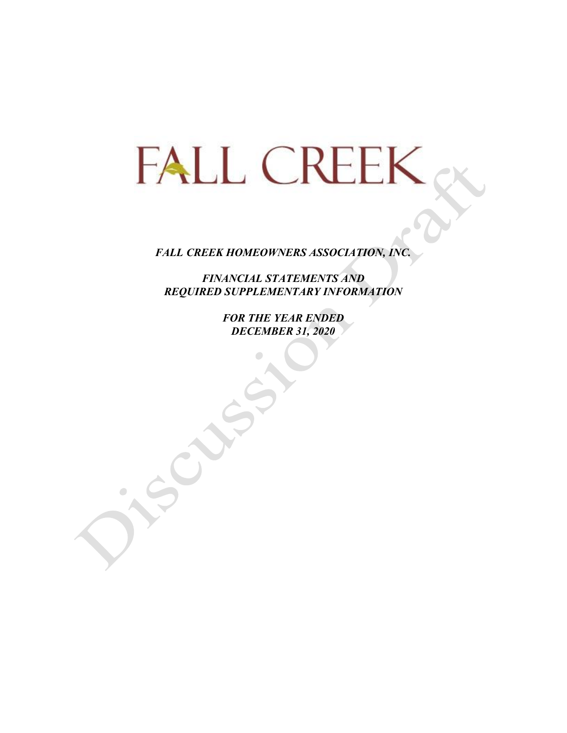# FALL CREEK

***FALL CREEK HOMEOWNERS ASSOCIATION, INC.***

***FINANCIAL STATEMENTS AND***
***REQUIRED SUPPLEMENTARY INFORMATION***

***FOR THE YEAR ENDED***
***DECEMBER 31, 2020***

Discussion Draft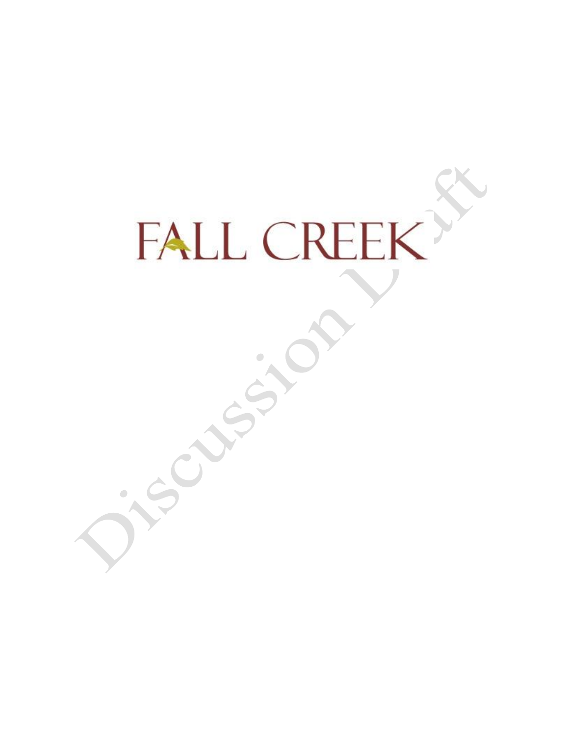# FALL CREEK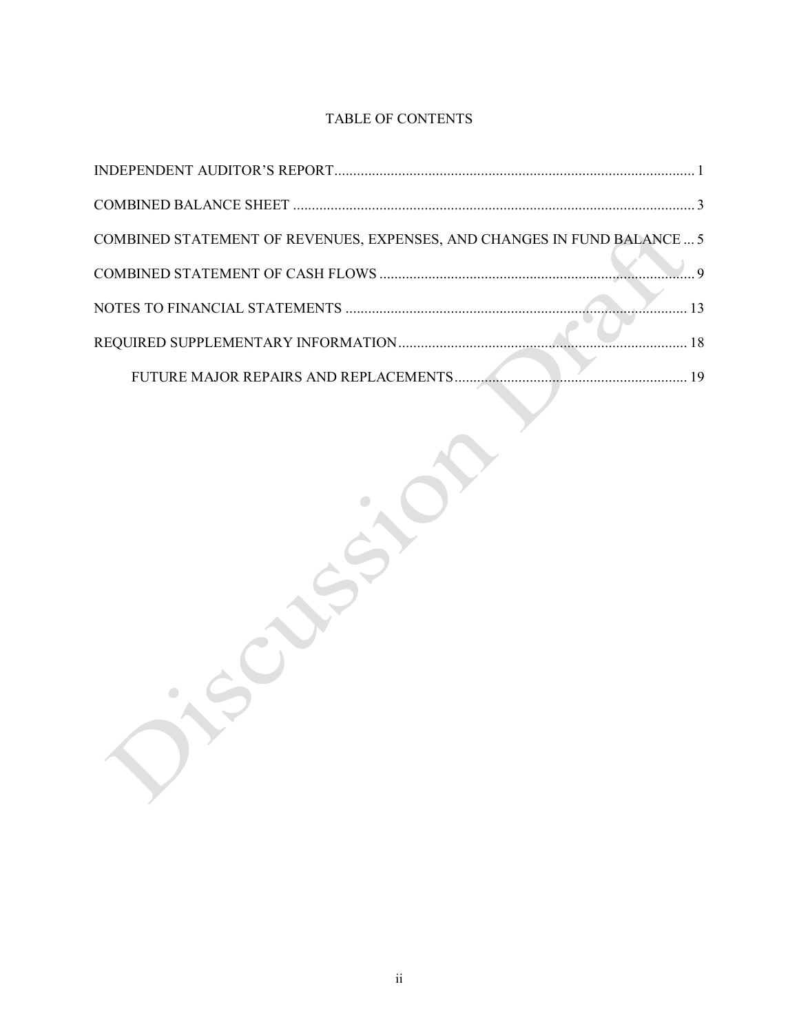# TABLE OF CONTENTS

| | |
|---|---|
| INDEPENDENT AUDITOR'S REPORT | 1 |
| COMBINED BALANCE SHEET | 3 |
| COMBINED STATEMENT OF REVENUES, EXPENSES, AND CHANGES IN FUND BALANCE | 5 |
| COMBINED STATEMENT OF CASH FLOWS | 9 |
| NOTES TO FINANCIAL STATEMENTS | 13 |
| REQUIRED SUPPLEMENTARY INFORMATION | 18 |
| FUTURE MAJOR REPAIRS AND REPLACEMENTS | 19 |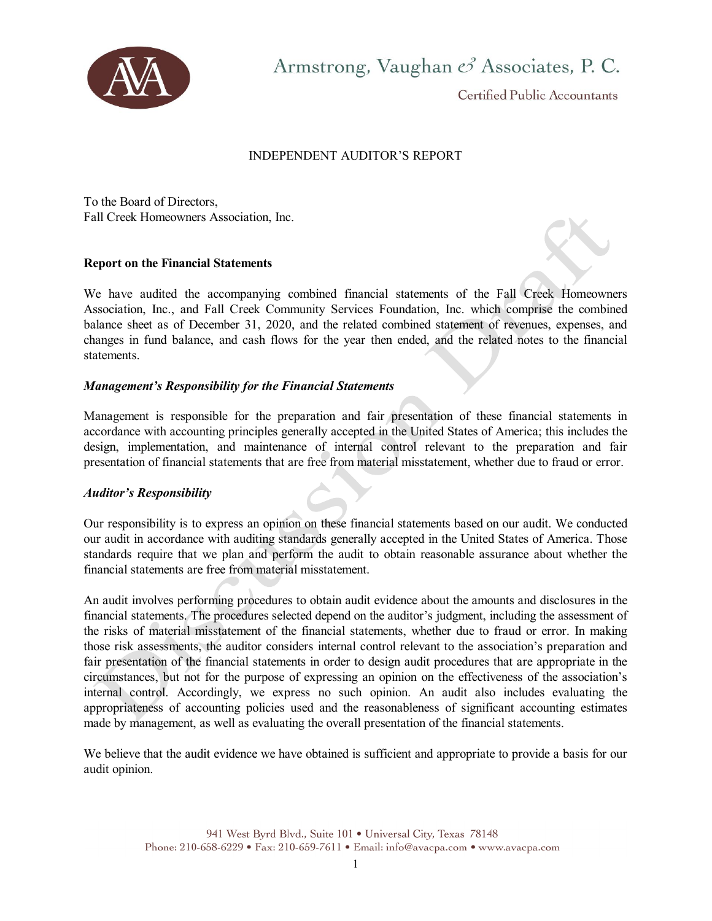Armstrong, Vaughan & Associates, P. C.

Certified Public Accountants

INDEPENDENT AUDITOR'S REPORT

To the Board of Directors,
Fall Creek Homeowners Association, Inc.

**Report on the Financial Statements**

We have audited the accompanying combined financial statements of the Fall Creek Homeowners Association, Inc., and Fall Creek Community Services Foundation, Inc. which comprise the combined balance sheet as of December 31, 2020, and the related combined statement of revenues, expenses, and changes in fund balance, and cash flows for the year then ended, and the related notes to the financial statements.

***Management's Responsibility for the Financial Statements***

Management is responsible for the preparation and fair presentation of these financial statements in accordance with accounting principles generally accepted in the United States of America; this includes the design, implementation, and maintenance of internal control relevant to the preparation and fair presentation of financial statements that are free from material misstatement, whether due to fraud or error.

***Auditor's Responsibility***

Our responsibility is to express an opinion on these financial statements based on our audit. We conducted our audit in accordance with auditing standards generally accepted in the United States of America. Those standards require that we plan and perform the audit to obtain reasonable assurance about whether the financial statements are free from material misstatement.

An audit involves performing procedures to obtain audit evidence about the amounts and disclosures in the financial statements. The procedures selected depend on the auditor's judgment, including the assessment of the risks of material misstatement of the financial statements, whether due to fraud or error. In making those risk assessments, the auditor considers internal control relevant to the association's preparation and fair presentation of the financial statements in order to design audit procedures that are appropriate in the circumstances, but not for the purpose of expressing an opinion on the effectiveness of the association's internal control. Accordingly, we express no such opinion. An audit also includes evaluating the appropriateness of accounting policies used and the reasonableness of significant accounting estimates made by management, as well as evaluating the overall presentation of the financial statements.

We believe that the audit evidence we have obtained is sufficient and appropriate to provide a basis for our audit opinion.

941 West Byrd Blvd., Suite 101 • Universal City, Texas 78148
Phone: 210-658-6229 • Fax: 210-659-7611 • Email: info@avacpa.com • www.avacpa.com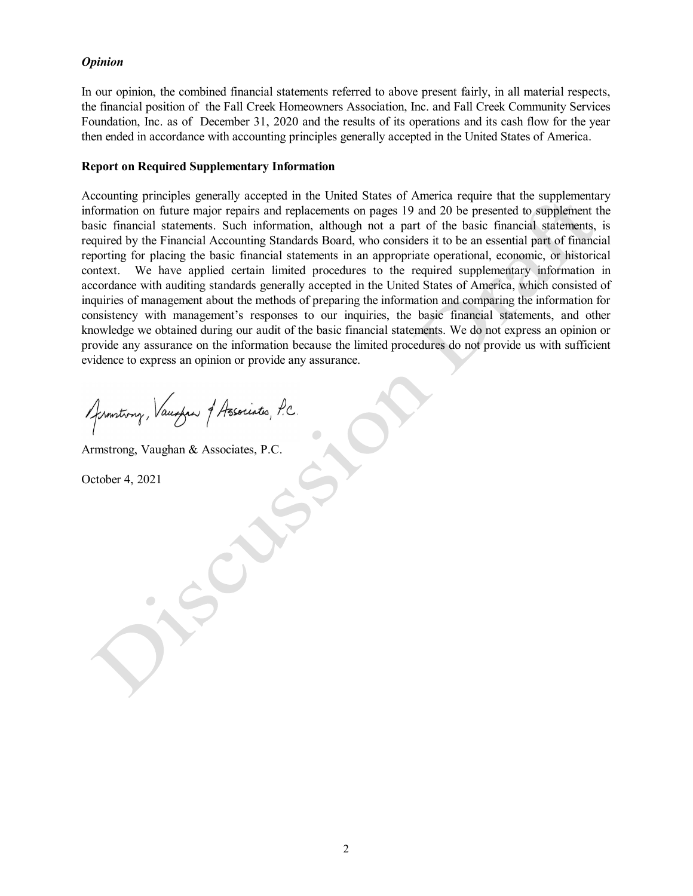***Opinion***

In our opinion, the combined financial statements referred to above present fairly, in all material respects, the financial position of the Fall Creek Homeowners Association, Inc. and Fall Creek Community Services Foundation, Inc. as of December 31, 2020 and the results of its operations and its cash flow for the year then ended in accordance with accounting principles generally accepted in the United States of America.

**Report on Required Supplementary Information**

Accounting principles generally accepted in the United States of America require that the supplementary information on future major repairs and replacements on pages 19 and 20 be presented to supplement the basic financial statements. Such information, although not a part of the basic financial statements, is required by the Financial Accounting Standards Board, who considers it to be an essential part of financial reporting for placing the basic financial statements in an appropriate operational, economic, or historical context. We have applied certain limited procedures to the required supplementary information in accordance with auditing standards generally accepted in the United States of America, which consisted of inquiries of management about the methods of preparing the information and comparing the information for consistency with management's responses to our inquiries, the basic financial statements, and other knowledge we obtained during our audit of the basic financial statements. We do not express an opinion or provide any assurance on the information because the limited procedures do not provide us with sufficient evidence to express an opinion or provide any assurance.

Armstrong, Vaughan & Associates, P.C.

Armstrong, Vaughan & Associates, P.C.

October 4, 2021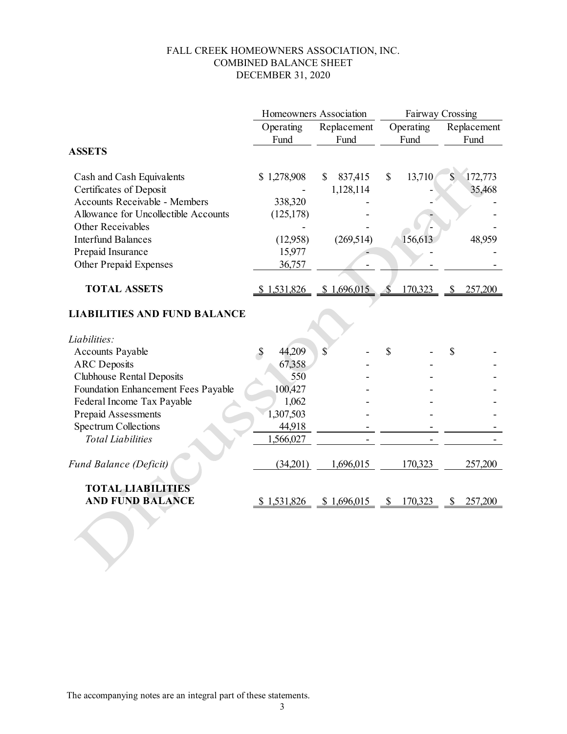# FALL CREEK HOMEOWNERS ASSOCIATION, INC.
## COMBINED BALANCE SHEET
## DECEMBER 31, 2020

| | Homeowners Association | | Fairway Crossing | |
|---|---|---|---|---|
| | Operating Fund | Replacement Fund | Operating Fund | Replacement Fund |
| **ASSETS** | | | | |
| Cash and Cash Equivalents | $ 1,278,908 | $ 837,415 | $ 13,710 | $ 172,773 |
| Certificates of Deposit | - | 1,128,114 | - | 35,468 |
| Accounts Receivable - Members | 338,320 | - | - | - |
| Allowance for Uncollectible Accounts | (125,178) | - | - | - |
| Other Receivables | - | - | - | - |
| Interfund Balances | (12,958) | (269,514) | 156,613 | 48,959 |
| Prepaid Insurance | 15,977 | - | - | - |
| Other Prepaid Expenses | 36,757 | - | - | - |
| **TOTAL ASSETS** | $ 1,531,826 | $ 1,696,015 | $ 170,323 | $ 257,200 |
| **LIABILITIES AND FUND BALANCE** | | | | |
| *Liabilities:* | | | | |
| Accounts Payable | $ 44,209 | $ - | $ - | $ - |
| ARC Deposits | 67,358 | - | - | - |
| Clubhouse Rental Deposits | 550 | - | - | - |
| Foundation Enhancement Fees Payable | 100,427 | - | - | - |
| Federal Income Tax Payable | 1,062 | - | - | - |
| Prepaid Assessments | 1,307,503 | - | - | - |
| Spectrum Collections | 44,918 | - | - | - |
| *Total Liabilities* | 1,566,027 | - | - | - |
| *Fund Balance (Deficit)* | (34,201) | 1,696,015 | 170,323 | 257,200 |
| **TOTAL LIABILITIES AND FUND BALANCE** | $ 1,531,826 | $ 1,696,015 | $ 170,323 | $ 257,200 |

The accompanying notes are an integral part of these statements.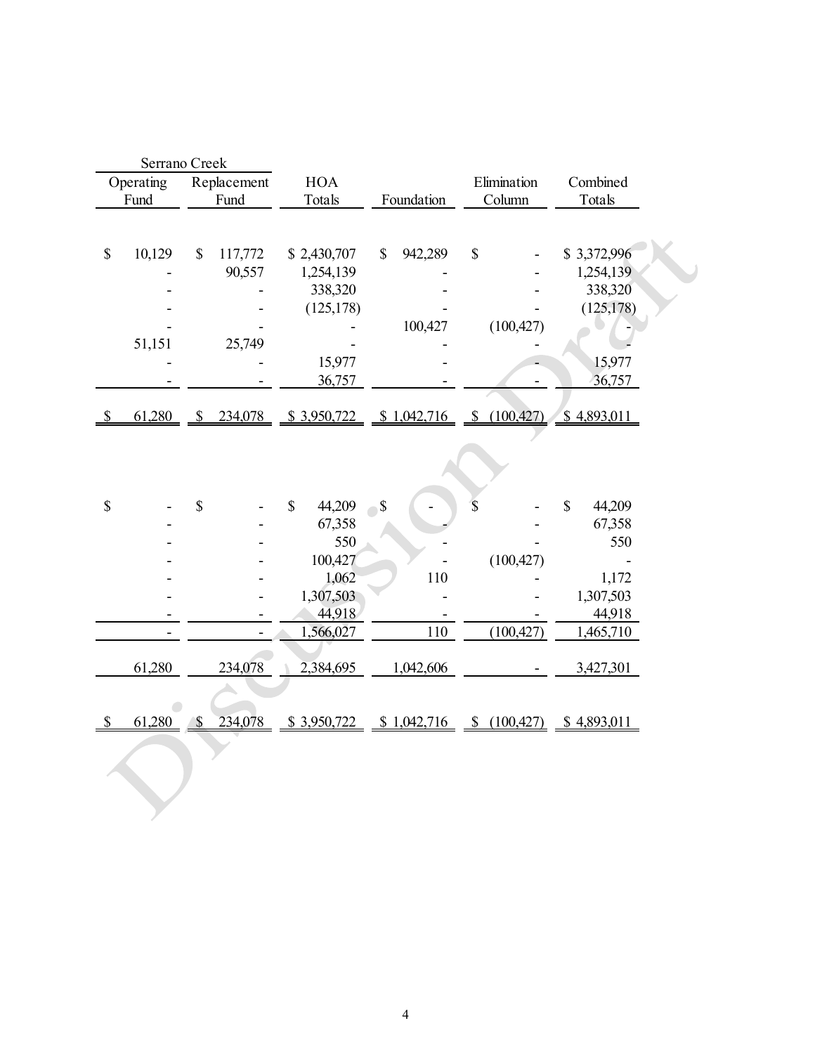| Serrano Creek | | | | | |
|---|---|---|---|---|---|
| Operating Fund | Replacement Fund | HOA Totals | Foundation | Elimination Column | Combined Totals |
| $ 10,129 | $ 117,772 | $ 2,430,707 | $ 942,289 | $ - | $ 3,372,996 |
| - | 90,557 | 1,254,139 | - | - | 1,254,139 |
| - | - | 338,320 | - | - | 338,320 |
| - | - | (125,178) | - | - | (125,178) |
| - | - | - | 100,427 | (100,427) | - |
| 51,151 | 25,749 | - | - | - | - |
| - | - | 15,977 | - | - | 15,977 |
| - | - | 36,757 | - | - | 36,757 |
| $ 61,280 | $ 234,078 | $ 3,950,722 | $ 1,042,716 | $ (100,427) | $ 4,893,011 |
| | | | | | |
| $ - | $ - | $ 44,209 | $ - | $ - | $ 44,209 |
| - | - | 67,358 | - | - | 67,358 |
| - | - | 550 | - | - | 550 |
| - | - | 100,427 | - | (100,427) | - |
| - | - | 1,062 | 110 | - | 1,172 |
| - | - | 1,307,503 | - | - | 1,307,503 |
| - | - | 44,918 | - | - | 44,918 |
| - | - | 1,566,027 | 110 | (100,427) | 1,465,710 |
| 61,280 | 234,078 | 2,384,695 | 1,042,606 | - | 3,427,301 |
| $ 61,280 | $ 234,078 | $ 3,950,722 | $ 1,042,716 | $ (100,427) | $ 4,893,011 |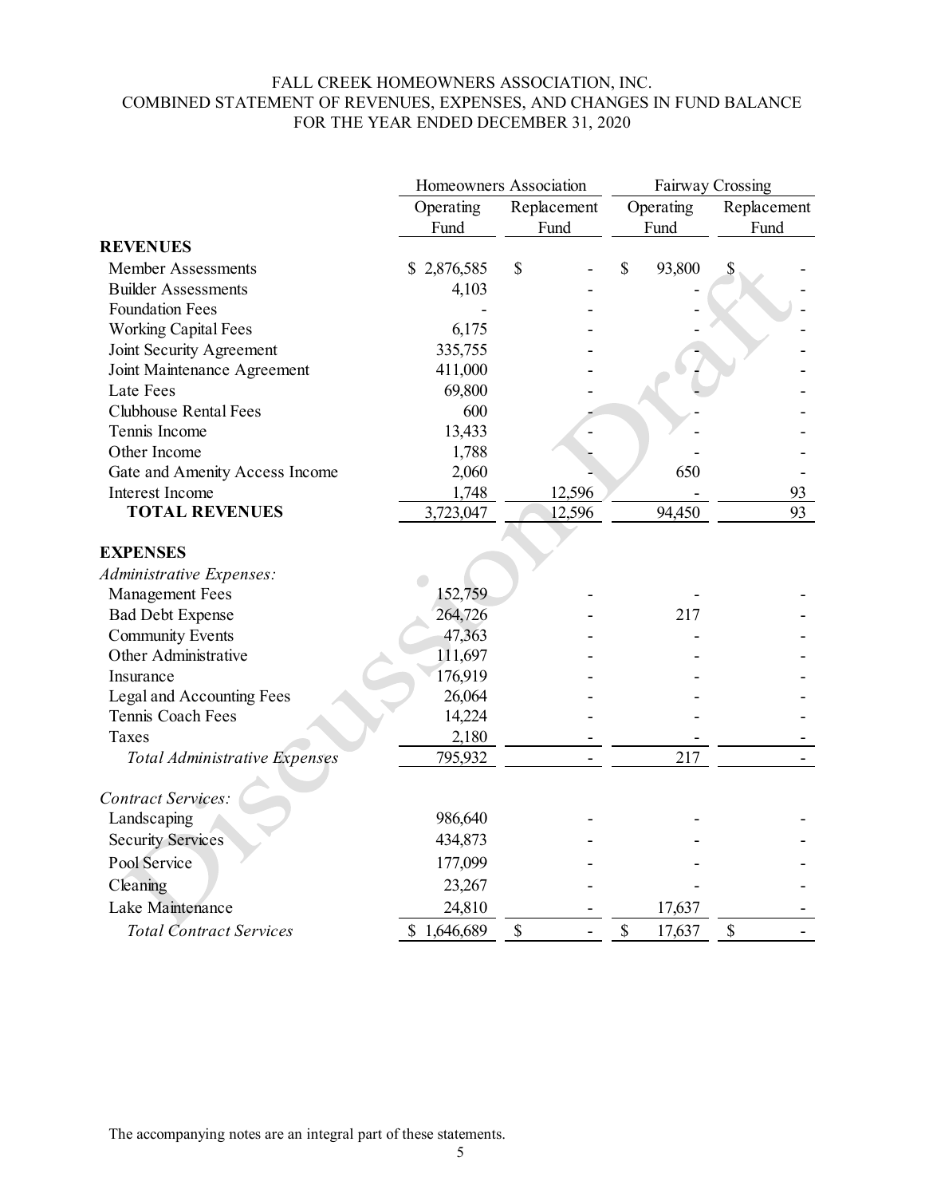FALL CREEK HOMEOWNERS ASSOCIATION, INC.
COMBINED STATEMENT OF REVENUES, EXPENSES, AND CHANGES IN FUND BALANCE
FOR THE YEAR ENDED DECEMBER 31, 2020

| | Homeowners Association | | Fairway Crossing | |
|---|---|---|---|---|
| | Operating Fund | Replacement Fund | Operating Fund | Replacement Fund |
| **REVENUES** | | | | |
| Member Assessments | $ 2,876,585 | $ - | $ 93,800 | $ - |
| Builder Assessments | 4,103 | - | - | - |
| Foundation Fees | - | - | - | - |
| Working Capital Fees | 6,175 | - | - | - |
| Joint Security Agreement | 335,755 | - | - | - |
| Joint Maintenance Agreement | 411,000 | - | - | - |
| Late Fees | 69,800 | - | - | - |
| Clubhouse Rental Fees | 600 | - | - | - |
| Tennis Income | 13,433 | - | - | - |
| Other Income | 1,788 | - | - | - |
| Gate and Amenity Access Income | 2,060 | - | 650 | - |
| Interest Income | 1,748 | 12,596 | - | 93 |
| **TOTAL REVENUES** | 3,723,047 | 12,596 | 94,450 | 93 |
| **EXPENSES** | | | | |
| *Administrative Expenses:* | | | | |
| Management Fees | 152,759 | - | - | - |
| Bad Debt Expense | 264,726 | - | 217 | - |
| Community Events | 47,363 | - | - | - |
| Other Administrative | 111,697 | - | - | - |
| Insurance | 176,919 | - | - | - |
| Legal and Accounting Fees | 26,064 | - | - | - |
| Tennis Coach Fees | 14,224 | - | - | - |
| Taxes | 2,180 | - | - | - |
| *Total Administrative Expenses* | 795,932 | - | 217 | - |
| *Contract Services:* | | | | |
| Landscaping | 986,640 | - | - | - |
| Security Services | 434,873 | - | - | - |
| Pool Service | 177,099 | - | - | - |
| Cleaning | 23,267 | - | - | - |
| Lake Maintenance | 24,810 | - | 17,637 | - |
| *Total Contract Services* | $ 1,646,689 | $ - | $ 17,637 | $ - |

The accompanying notes are an integral part of these statements.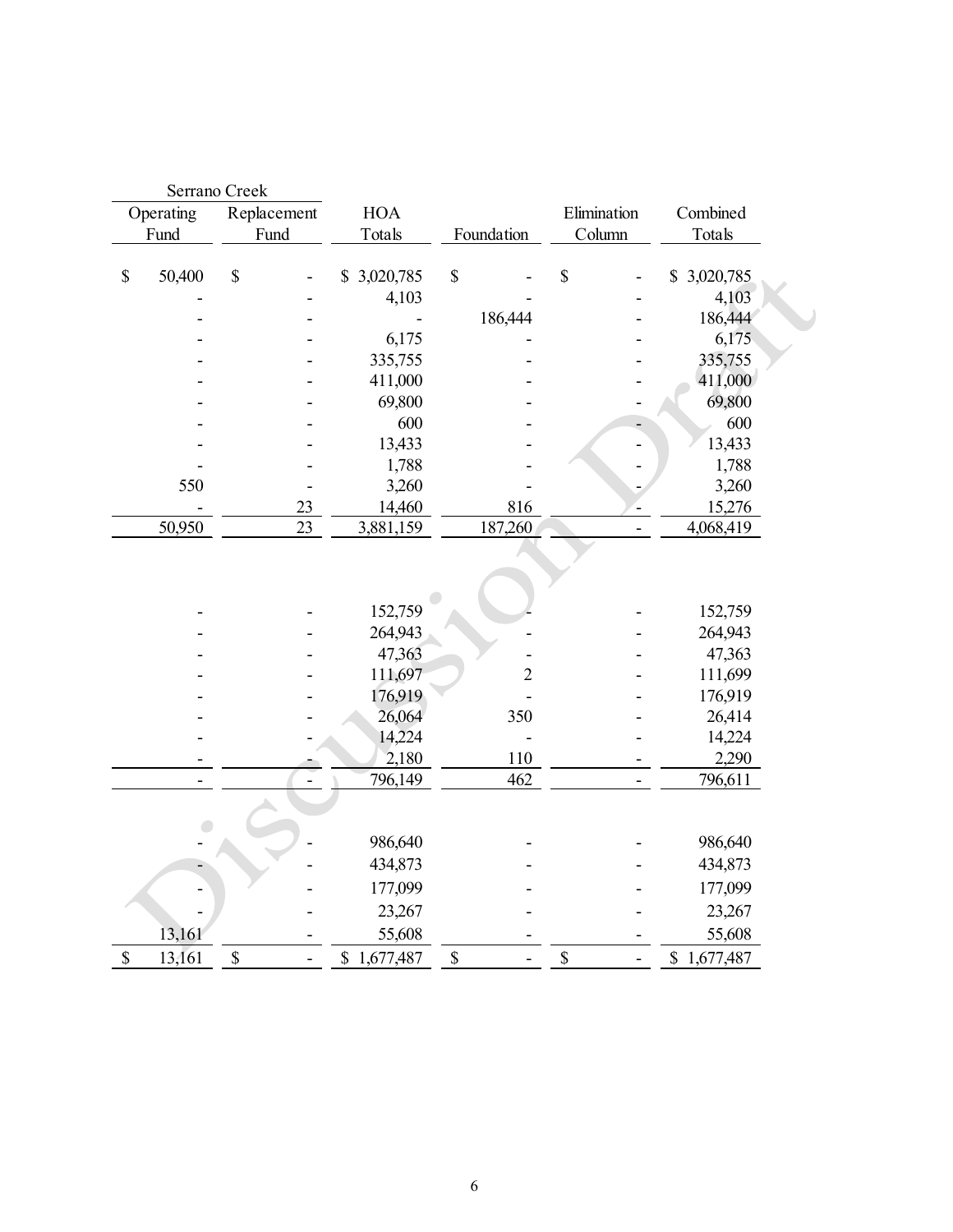| Serrano Creek | | | | | |
|---|---|---|---|---|---|
| Operating Fund | Replacement Fund | HOA Totals | Foundation | Elimination Column | Combined Totals |
| $ 50,400 | $ - | $ 3,020,785 | $ - | $ - | $ 3,020,785 |
| - | - | 4,103 | - | - | 4,103 |
| - | - | - | 186,444 | - | 186,444 |
| - | - | 6,175 | - | - | 6,175 |
| - | - | 335,755 | - | - | 335,755 |
| - | - | 411,000 | - | - | 411,000 |
| - | - | 69,800 | - | - | 69,800 |
| - | - | 600 | - | - | 600 |
| - | - | 13,433 | - | - | 13,433 |
| - | - | 1,788 | - | - | 1,788 |
| 550 | - | 3,260 | - | - | 3,260 |
| - | 23 | 14,460 | 816 | - | 15,276 |
| 50,950 | 23 | 3,881,159 | 187,260 | - | 4,068,419 |
| | | | | | |
| - | - | 152,759 | - | - | 152,759 |
| - | - | 264,943 | - | - | 264,943 |
| - | - | 47,363 | - | - | 47,363 |
| - | - | 111,697 | 2 | - | 111,699 |
| - | - | 176,919 | - | - | 176,919 |
| - | - | 26,064 | 350 | - | 26,414 |
| - | - | 14,224 | - | - | 14,224 |
| - | - | 2,180 | 110 | - | 2,290 |
| - | - | 796,149 | 462 | - | 796,611 |
| | | | | | |
| - | - | 986,640 | - | - | 986,640 |
| - | - | 434,873 | - | - | 434,873 |
| - | - | 177,099 | - | - | 177,099 |
| - | - | 23,267 | - | - | 23,267 |
| 13,161 | - | 55,608 | - | - | 55,608 |
| $ 13,161 | $ - | $ 1,677,487 | $ - | $ - | $ 1,677,487 |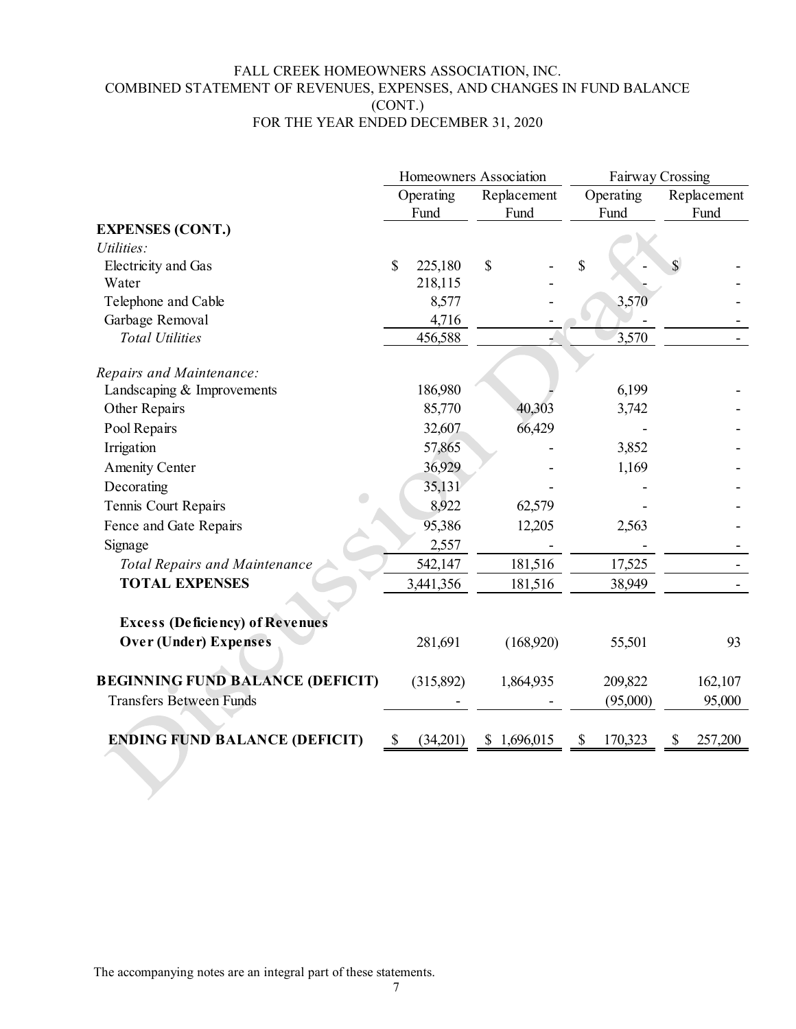FALL CREEK HOMEOWNERS ASSOCIATION, INC.
COMBINED STATEMENT OF REVENUES, EXPENSES, AND CHANGES IN FUND BALANCE
(CONT.)
FOR THE YEAR ENDED DECEMBER 31, 2020

| | Homeowners Association | | Fairway Crossing | |
|---|---|---|---|---|
| | Operating Fund | Replacement Fund | Operating Fund | Replacement Fund |
| **EXPENSES (CONT.)** | | | | |
| *Utilities:* | | | | |
| Electricity and Gas | $ 225,180 | $ - | $ - | $ - |
| Water | 218,115 | - | - | - |
| Telephone and Cable | 8,577 | - | 3,570 | - |
| Garbage Removal | 4,716 | - | - | - |
| *Total Utilities* | 456,588 | - | 3,570 | - |
| *Repairs and Maintenance:* | | | | |
| Landscaping & Improvements | 186,980 | - | 6,199 | - |
| Other Repairs | 85,770 | 40,303 | 3,742 | - |
| Pool Repairs | 32,607 | 66,429 | - | - |
| Irrigation | 57,865 | - | 3,852 | - |
| Amenity Center | 36,929 | - | 1,169 | - |
| Decorating | 35,131 | - | - | - |
| Tennis Court Repairs | 8,922 | 62,579 | - | - |
| Fence and Gate Repairs | 95,386 | 12,205 | 2,563 | - |
| Signage | 2,557 | - | - | - |
| *Total Repairs and Maintenance* | 542,147 | 181,516 | 17,525 | - |
| **TOTAL EXPENSES** | 3,441,356 | 181,516 | 38,949 | - |
| **Excess (Deficiency) of Revenues Over (Under) Expenses** | 281,691 | (168,920) | 55,501 | 93 |
| **BEGINNING FUND BALANCE (DEFICIT)** | (315,892) | 1,864,935 | 209,822 | 162,107 |
| Transfers Between Funds | - | - | (95,000) | 95,000 |
| **ENDING FUND BALANCE (DEFICIT)** | $ (34,201) | $ 1,696,015 | $ 170,323 | $ 257,200 |

The accompanying notes are an integral part of these statements.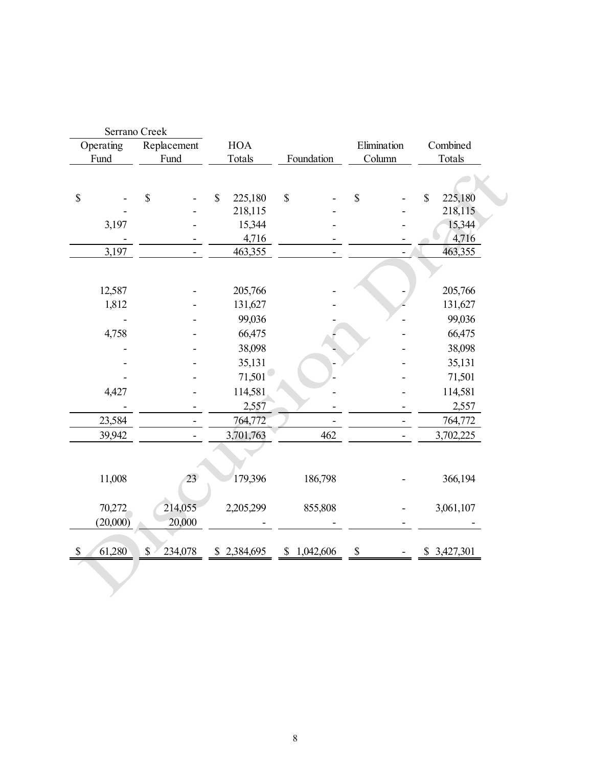| Serrano Creek | | | | | |
|---|---|---|---|---|---|
| Operating Fund | Replacement Fund | HOA Totals | Foundation | Elimination Column | Combined Totals |
| $ - | $ - | $ 225,180 | $ - | $ - | $ 225,180 |
| - | - | 218,115 | - | - | 218,115 |
| 3,197 | - | 15,344 | - | - | 15,344 |
| - | - | 4,716 | - | - | 4,716 |
| 3,197 | - | 463,355 | - | - | 463,355 |
| 12,587 | - | 205,766 | - | - | 205,766 |
| 1,812 | - | 131,627 | - | - | 131,627 |
| - | - | 99,036 | - | - | 99,036 |
| 4,758 | - | 66,475 | - | - | 66,475 |
| - | - | 38,098 | - | - | 38,098 |
| - | - | 35,131 | - | - | 35,131 |
| - | - | 71,501 | - | - | 71,501 |
| 4,427 | - | 114,581 | - | - | 114,581 |
| - | - | 2,557 | - | - | 2,557 |
| 23,584 | - | 764,772 | - | - | 764,772 |
| 39,942 | - | 3,701,763 | 462 | - | 3,702,225 |
| 11,008 | 23 | 179,396 | 186,798 | - | 366,194 |
| 70,272 | 214,055 | 2,205,299 | 855,808 | - | 3,061,107 |
| (20,000) | 20,000 | - | - | - | - |
| $ 61,280 | $ 234,078 | $ 2,384,695 | $ 1,042,606 | $ - | $ 3,427,301 |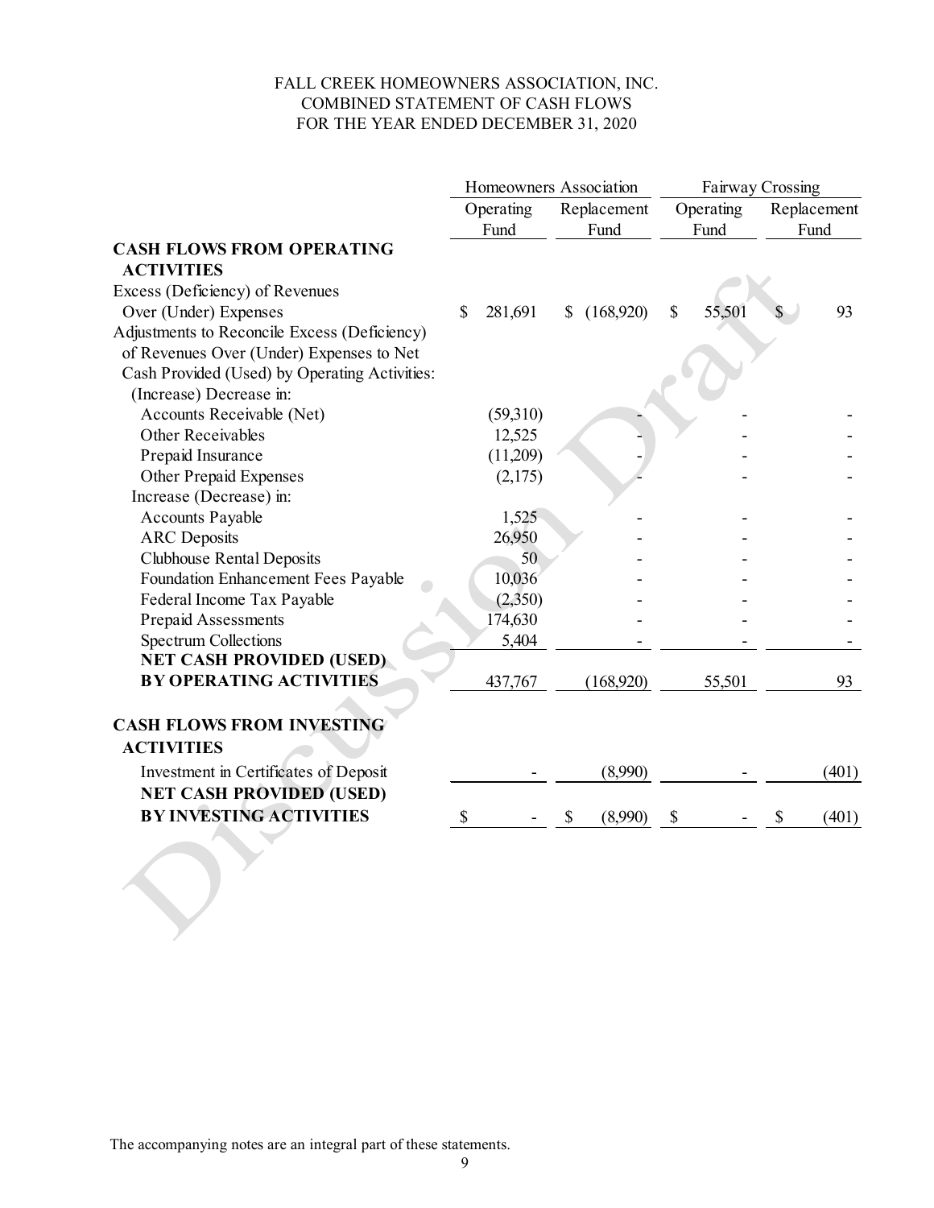FALL CREEK HOMEOWNERS ASSOCIATION, INC.
COMBINED STATEMENT OF CASH FLOWS
FOR THE YEAR ENDED DECEMBER 31, 2020

| | Homeowners Association | | Fairway Crossing | |
|---|---|---|---|---|
| | Operating Fund | Replacement Fund | Operating Fund | Replacement Fund |
| **CASH FLOWS FROM OPERATING ACTIVITIES** | | | | |
| Excess (Deficiency) of Revenues Over (Under) Expenses | $ 281,691 | $ (168,920) | $ 55,501 | $ 93 |
| Adjustments to Reconcile Excess (Deficiency) of Revenues Over (Under) Expenses to Net Cash Provided (Used) by Operating Activities: | | | | |
| (Increase) Decrease in: | | | | |
| Accounts Receivable (Net) | (59,310) | - | - | - |
| Other Receivables | 12,525 | - | - | - |
| Prepaid Insurance | (11,209) | - | - | - |
| Other Prepaid Expenses | (2,175) | - | - | - |
| Increase (Decrease) in: | | | | |
| Accounts Payable | 1,525 | - | - | - |
| ARC Deposits | 26,950 | - | - | - |
| Clubhouse Rental Deposits | 50 | - | - | - |
| Foundation Enhancement Fees Payable | 10,036 | - | - | - |
| Federal Income Tax Payable | (2,350) | - | - | - |
| Prepaid Assessments | 174,630 | - | - | - |
| Spectrum Collections | 5,404 | - | - | - |
| **NET CASH PROVIDED (USED) BY OPERATING ACTIVITIES** | 437,767 | (168,920) | 55,501 | 93 |
| **CASH FLOWS FROM INVESTING ACTIVITIES** | | | | |
| Investment in Certificates of Deposit | - | (8,990) | - | (401) |
| **NET CASH PROVIDED (USED) BY INVESTING ACTIVITIES** | $ - | $ (8,990) | $ - | $ (401) |

The accompanying notes are an integral part of these statements.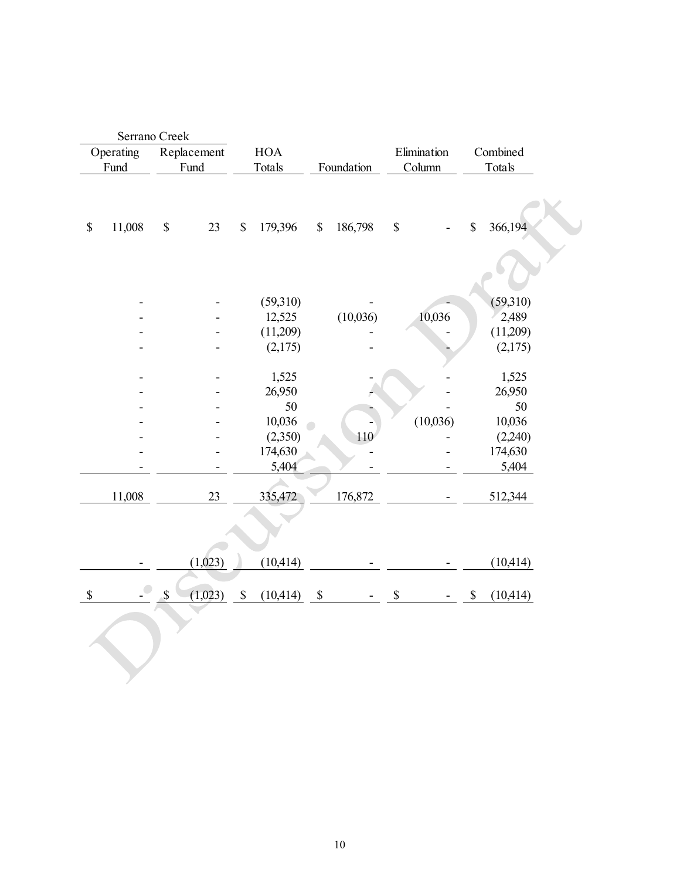| Serrano Creek | | | | | |
|---|---|---|---|---|---|
| Operating Fund | Replacement Fund | HOA Totals | Foundation | Elimination Column | Combined Totals |
| $ 11,008 | $ 23 | $ 179,396 | $ 186,798 | $ - | $ 366,194 |
| - | - | (59,310) | - | - | (59,310) |
| - | - | 12,525 | (10,036) | 10,036 | 2,489 |
| - | - | (11,209) | - | - | (11,209) |
| - | - | (2,175) | - | - | (2,175) |
| - | - | 1,525 | - | - | 1,525 |
| - | - | 26,950 | - | - | 26,950 |
| - | - | 50 | - | - | 50 |
| - | - | 10,036 | - | (10,036) | 10,036 |
| - | - | (2,350) | 110 | - | (2,240) |
| - | - | 174,630 | - | - | 174,630 |
| - | - | 5,404 | - | - | 5,404 |
| 11,008 | 23 | 335,472 | 176,872 | - | 512,344 |
| - | (1,023) | (10,414) | - | - | (10,414) |
| $ - | $ (1,023) | $ (10,414) | $ - | $ - | $ (10,414) |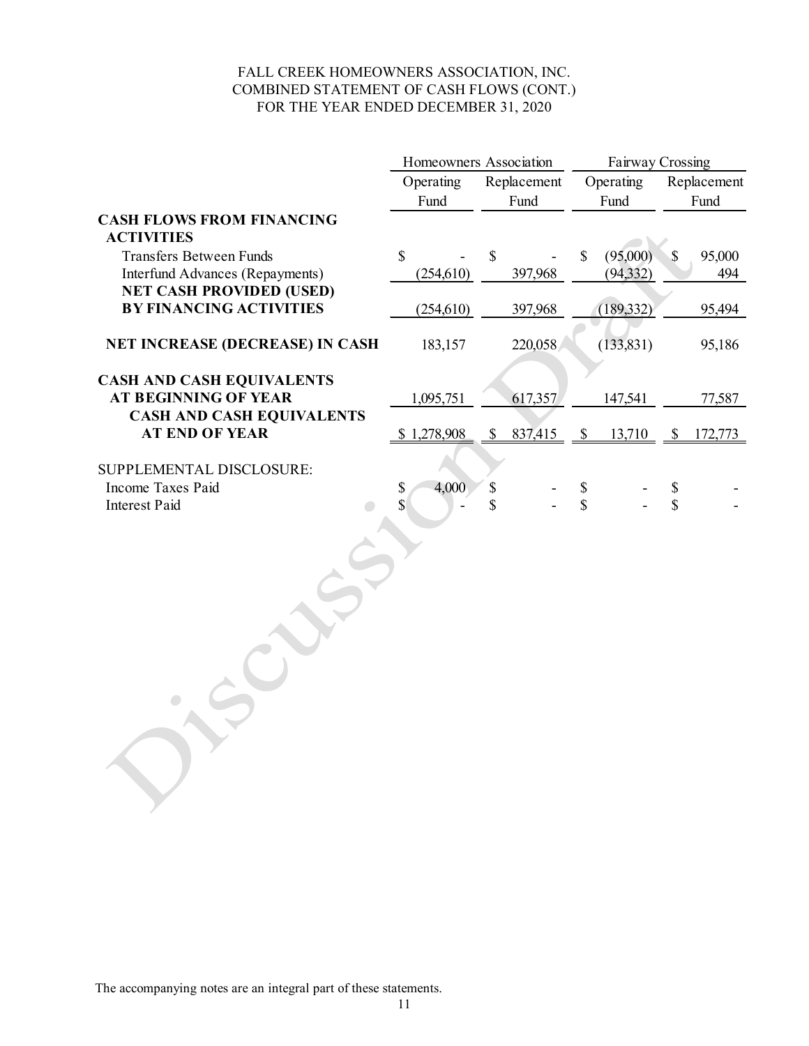FALL CREEK HOMEOWNERS ASSOCIATION, INC.
COMBINED STATEMENT OF CASH FLOWS (CONT.)
FOR THE YEAR ENDED DECEMBER 31, 2020

| | Homeowners Association | | Fairway Crossing | |
|---|---|---|---|---|
| | Operating Fund | Replacement Fund | Operating Fund | Replacement Fund |
| **CASH FLOWS FROM FINANCING ACTIVITIES** | | | | |
| Transfers Between Funds | $ - | $ - | $ (95,000) | $ 95,000 |
| Interfund Advances (Repayments) | (254,610) | 397,968 | (94,332) | 494 |
| **NET CASH PROVIDED (USED) BY FINANCING ACTIVITIES** | (254,610) | 397,968 | (189,332) | 95,494 |
| **NET INCREASE (DECREASE) IN CASH** | 183,157 | 220,058 | (133,831) | 95,186 |
| **CASH AND CASH EQUIVALENTS AT BEGINNING OF YEAR** | 1,095,751 | 617,357 | 147,541 | 77,587 |
| **CASH AND CASH EQUIVALENTS AT END OF YEAR** | $ 1,278,908 | $ 837,415 | $ 13,710 | $ 172,773 |
| SUPPLEMENTAL DISCLOSURE: | | | | |
| Income Taxes Paid | $ 4,000 | $ - | $ - | $ - |
| Interest Paid | $ - | $ - | $ - | $ - |

The accompanying notes are an integral part of these statements.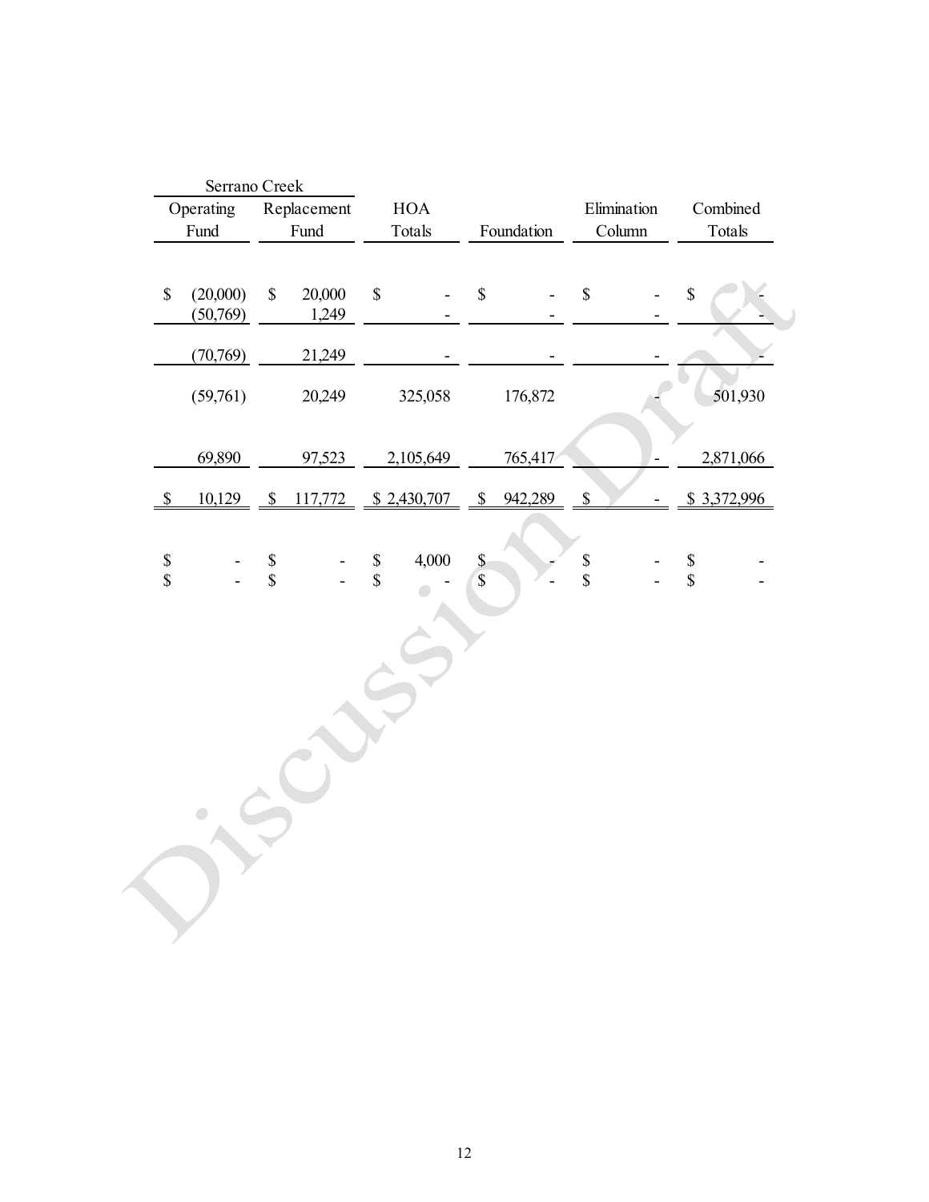| Serrano Creek | | | | | |
|---|---|---|---|---|---|
| Operating Fund | Replacement Fund | HOA Totals | Foundation | Elimination Column | Combined Totals |
| $ (20,000) | $ 20,000 | $ - | $ - | $ - | $ - |
| (50,769) | 1,249 | - | - | - | - |
| (70,769) | 21,249 | - | - | - | - |
| (59,761) | 20,249 | 325,058 | 176,872 | - | 501,930 |
| 69,890 | 97,523 | 2,105,649 | 765,417 | - | 2,871,066 |
| $ 10,129 | $ 117,772 | $ 2,430,707 | $ 942,289 | $ - | $ 3,372,996 |
| $ - | $ - | $ 4,000 | $ - | $ - | $ - |
| $ - | $ - | $ - | $ - | $ - | $ - |

Discussion Draft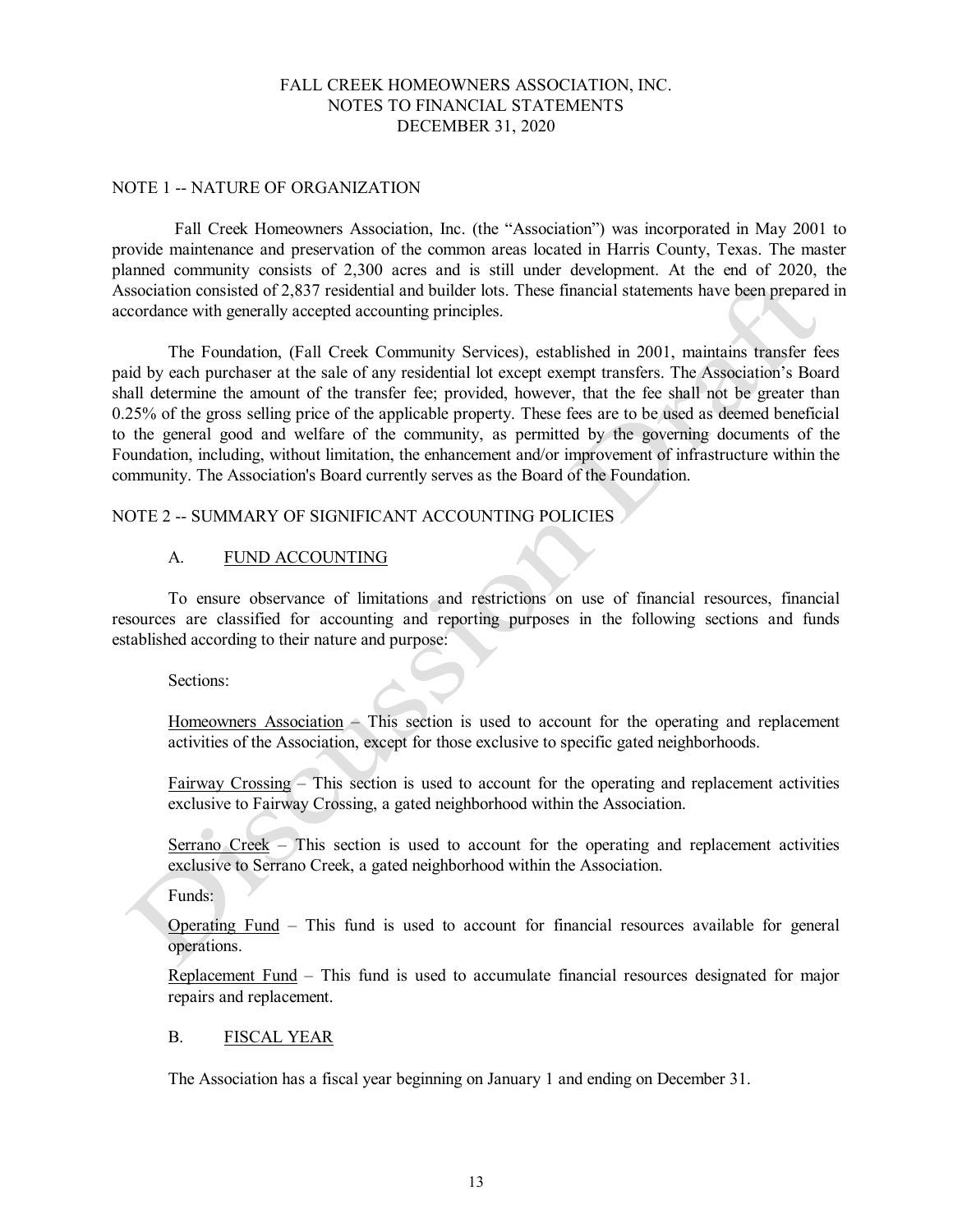FALL CREEK HOMEOWNERS ASSOCIATION, INC.
NOTES TO FINANCIAL STATEMENTS
DECEMBER 31, 2020

## NOTE 1 -- NATURE OF ORGANIZATION

Fall Creek Homeowners Association, Inc. (the "Association") was incorporated in May 2001 to provide maintenance and preservation of the common areas located in Harris County, Texas. The master planned community consists of 2,300 acres and is still under development. At the end of 2020, the Association consisted of 2,837 residential and builder lots. These financial statements have been prepared in accordance with generally accepted accounting principles.

The Foundation, (Fall Creek Community Services), established in 2001, maintains transfer fees paid by each purchaser at the sale of any residential lot except exempt transfers. The Association's Board shall determine the amount of the transfer fee; provided, however, that the fee shall not be greater than 0.25% of the gross selling price of the applicable property. These fees are to be used as deemed beneficial to the general good and welfare of the community, as permitted by the governing documents of the Foundation, including, without limitation, the enhancement and/or improvement of infrastructure within the community. The Association's Board currently serves as the Board of the Foundation.

## NOTE 2 -- SUMMARY OF SIGNIFICANT ACCOUNTING POLICIES

### A. FUND ACCOUNTING

To ensure observance of limitations and restrictions on use of financial resources, financial resources are classified for accounting and reporting purposes in the following sections and funds established according to their nature and purpose:

Sections:

Homeowners Association – This section is used to account for the operating and replacement activities of the Association, except for those exclusive to specific gated neighborhoods.

Fairway Crossing – This section is used to account for the operating and replacement activities exclusive to Fairway Crossing, a gated neighborhood within the Association.

Serrano Creek – This section is used to account for the operating and replacement activities exclusive to Serrano Creek, a gated neighborhood within the Association.

Funds:

Operating Fund – This fund is used to account for financial resources available for general operations.

Replacement Fund – This fund is used to accumulate financial resources designated for major repairs and replacement.

### B. FISCAL YEAR

The Association has a fiscal year beginning on January 1 and ending on December 31.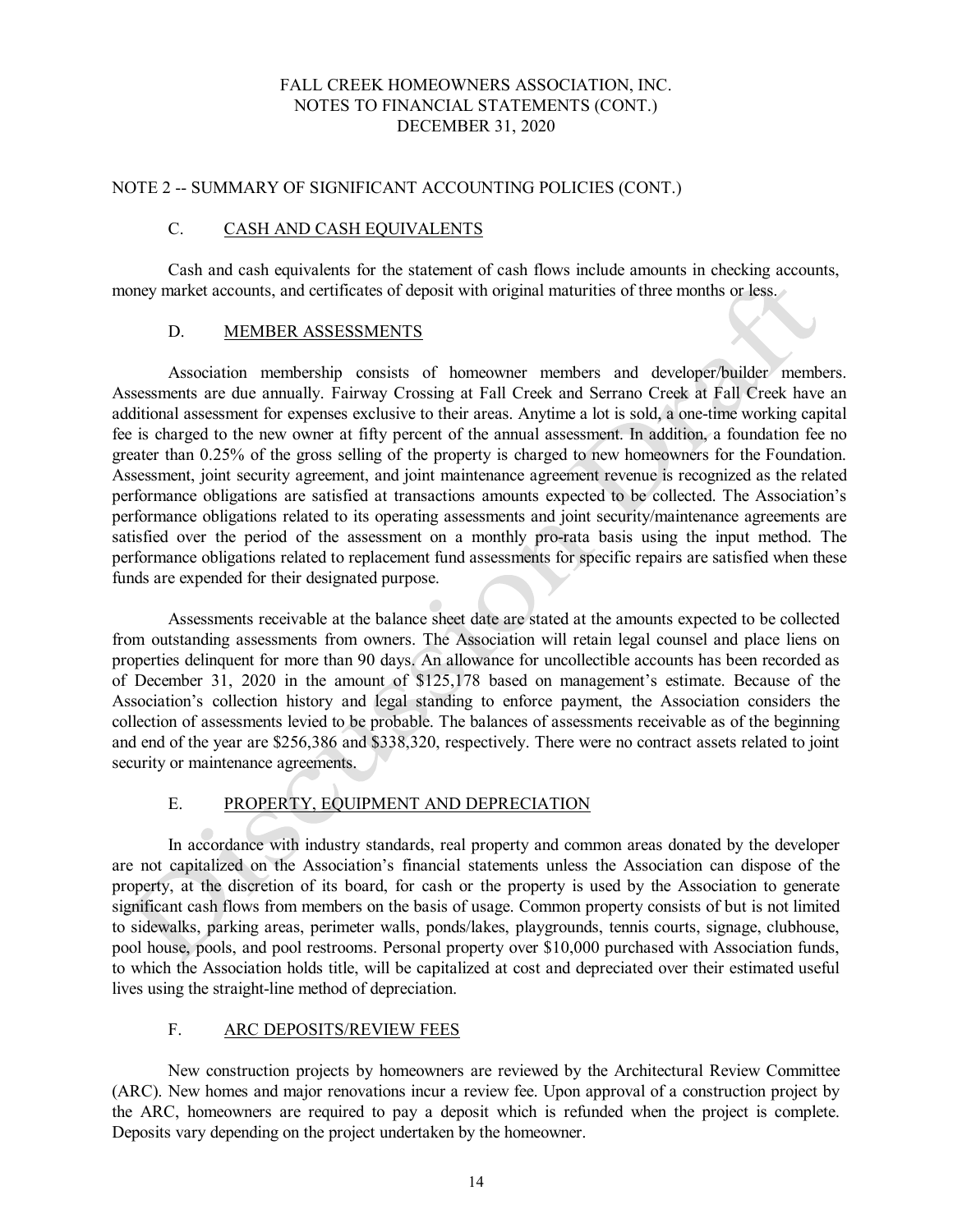FALL CREEK HOMEOWNERS ASSOCIATION, INC.
NOTES TO FINANCIAL STATEMENTS (CONT.)
DECEMBER 31, 2020

## NOTE 2 -- SUMMARY OF SIGNIFICANT ACCOUNTING POLICIES (CONT.)

### C. CASH AND CASH EQUIVALENTS

Cash and cash equivalents for the statement of cash flows include amounts in checking accounts, money market accounts, and certificates of deposit with original maturities of three months or less.

### D. MEMBER ASSESSMENTS

Association membership consists of homeowner members and developer/builder members. Assessments are due annually. Fairway Crossing at Fall Creek and Serrano Creek at Fall Creek have an additional assessment for expenses exclusive to their areas. Anytime a lot is sold, a one-time working capital fee is charged to the new owner at fifty percent of the annual assessment. In addition, a foundation fee no greater than 0.25% of the gross selling of the property is charged to new homeowners for the Foundation. Assessment, joint security agreement, and joint maintenance agreement revenue is recognized as the related performance obligations are satisfied at transactions amounts expected to be collected. The Association's performance obligations related to its operating assessments and joint security/maintenance agreements are satisfied over the period of the assessment on a monthly pro-rata basis using the input method. The performance obligations related to replacement fund assessments for specific repairs are satisfied when these funds are expended for their designated purpose.

Assessments receivable at the balance sheet date are stated at the amounts expected to be collected from outstanding assessments from owners. The Association will retain legal counsel and place liens on properties delinquent for more than 90 days. An allowance for uncollectible accounts has been recorded as of December 31, 2020 in the amount of $125,178 based on management's estimate. Because of the Association's collection history and legal standing to enforce payment, the Association considers the collection of assessments levied to be probable. The balances of assessments receivable as of the beginning and end of the year are $256,386 and $338,320, respectively. There were no contract assets related to joint security or maintenance agreements.

### E. PROPERTY, EQUIPMENT AND DEPRECIATION

In accordance with industry standards, real property and common areas donated by the developer are not capitalized on the Association's financial statements unless the Association can dispose of the property, at the discretion of its board, for cash or the property is used by the Association to generate significant cash flows from members on the basis of usage. Common property consists of but is not limited to sidewalks, parking areas, perimeter walls, ponds/lakes, playgrounds, tennis courts, signage, clubhouse, pool house, pools, and pool restrooms. Personal property over $10,000 purchased with Association funds, to which the Association holds title, will be capitalized at cost and depreciated over their estimated useful lives using the straight-line method of depreciation.

### F. ARC DEPOSITS/REVIEW FEES

New construction projects by homeowners are reviewed by the Architectural Review Committee (ARC). New homes and major renovations incur a review fee. Upon approval of a construction project by the ARC, homeowners are required to pay a deposit which is refunded when the project is complete. Deposits vary depending on the project undertaken by the homeowner.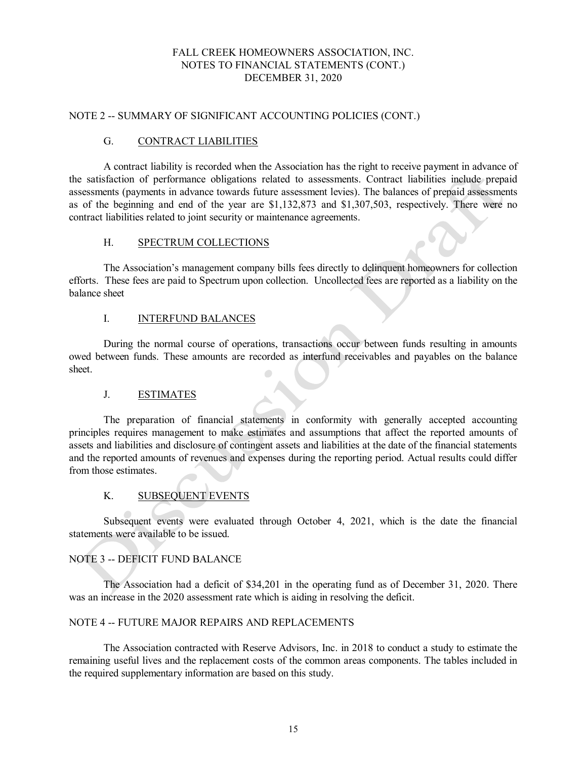## NOTE 2 -- SUMMARY OF SIGNIFICANT ACCOUNTING POLICIES (CONT.)

### G. CONTRACT LIABILITIES

A contract liability is recorded when the Association has the right to receive payment in advance of the satisfaction of performance obligations related to assessments. Contract liabilities include prepaid assessments (payments in advance towards future assessment levies). The balances of prepaid assessments as of the beginning and end of the year are $1,132,873 and $1,307,503, respectively. There were no contract liabilities related to joint security or maintenance agreements.

### H. SPECTRUM COLLECTIONS

The Association's management company bills fees directly to delinquent homeowners for collection efforts. These fees are paid to Spectrum upon collection. Uncollected fees are reported as a liability on the balance sheet

### I. INTERFUND BALANCES

During the normal course of operations, transactions occur between funds resulting in amounts owed between funds. These amounts are recorded as interfund receivables and payables on the balance sheet.

### J. ESTIMATES

The preparation of financial statements in conformity with generally accepted accounting principles requires management to make estimates and assumptions that affect the reported amounts of assets and liabilities and disclosure of contingent assets and liabilities at the date of the financial statements and the reported amounts of revenues and expenses during the reporting period. Actual results could differ from those estimates.

### K. SUBSEQUENT EVENTS

Subsequent events were evaluated through October 4, 2021, which is the date the financial statements were available to be issued.

## NOTE 3 -- DEFICIT FUND BALANCE

The Association had a deficit of $34,201 in the operating fund as of December 31, 2020. There was an increase in the 2020 assessment rate which is aiding in resolving the deficit.

## NOTE 4 -- FUTURE MAJOR REPAIRS AND REPLACEMENTS

The Association contracted with Reserve Advisors, Inc. in 2018 to conduct a study to estimate the remaining useful lives and the replacement costs of the common areas components. The tables included in the required supplementary information are based on this study.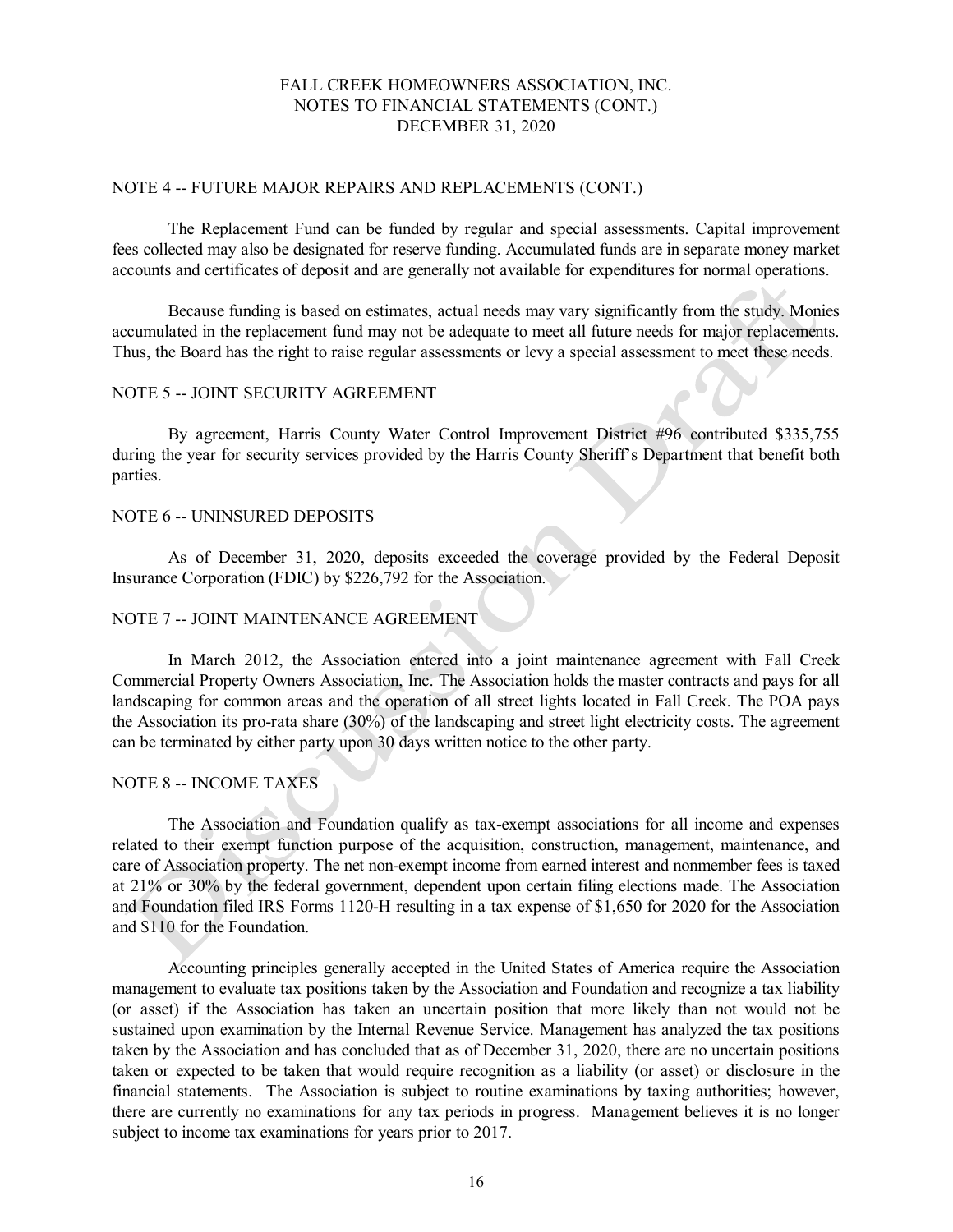FALL CREEK HOMEOWNERS ASSOCIATION, INC.
NOTES TO FINANCIAL STATEMENTS (CONT.)
DECEMBER 31, 2020

## NOTE 4 -- FUTURE MAJOR REPAIRS AND REPLACEMENTS (CONT.)

The Replacement Fund can be funded by regular and special assessments. Capital improvement fees collected may also be designated for reserve funding. Accumulated funds are in separate money market accounts and certificates of deposit and are generally not available for expenditures for normal operations.

Because funding is based on estimates, actual needs may vary significantly from the study. Monies accumulated in the replacement fund may not be adequate to meet all future needs for major replacements. Thus, the Board has the right to raise regular assessments or levy a special assessment to meet these needs.

## NOTE 5 -- JOINT SECURITY AGREEMENT

By agreement, Harris County Water Control Improvement District #96 contributed $335,755 during the year for security services provided by the Harris County Sheriff's Department that benefit both parties.

## NOTE 6 -- UNINSURED DEPOSITS

As of December 31, 2020, deposits exceeded the coverage provided by the Federal Deposit Insurance Corporation (FDIC) by $226,792 for the Association.

## NOTE 7 -- JOINT MAINTENANCE AGREEMENT

In March 2012, the Association entered into a joint maintenance agreement with Fall Creek Commercial Property Owners Association, Inc. The Association holds the master contracts and pays for all landscaping for common areas and the operation of all street lights located in Fall Creek. The POA pays the Association its pro-rata share (30%) of the landscaping and street light electricity costs. The agreement can be terminated by either party upon 30 days written notice to the other party.

## NOTE 8 -- INCOME TAXES

The Association and Foundation qualify as tax-exempt associations for all income and expenses related to their exempt function purpose of the acquisition, construction, management, maintenance, and care of Association property. The net non-exempt income from earned interest and nonmember fees is taxed at 21% or 30% by the federal government, dependent upon certain filing elections made. The Association and Foundation filed IRS Forms 1120-H resulting in a tax expense of $1,650 for 2020 for the Association and $110 for the Foundation.

Accounting principles generally accepted in the United States of America require the Association management to evaluate tax positions taken by the Association and Foundation and recognize a tax liability (or asset) if the Association has taken an uncertain position that more likely than not would not be sustained upon examination by the Internal Revenue Service. Management has analyzed the tax positions taken by the Association and has concluded that as of December 31, 2020, there are no uncertain positions taken or expected to be taken that would require recognition as a liability (or asset) or disclosure in the financial statements. The Association is subject to routine examinations by taxing authorities; however, there are currently no examinations for any tax periods in progress. Management believes it is no longer subject to income tax examinations for years prior to 2017.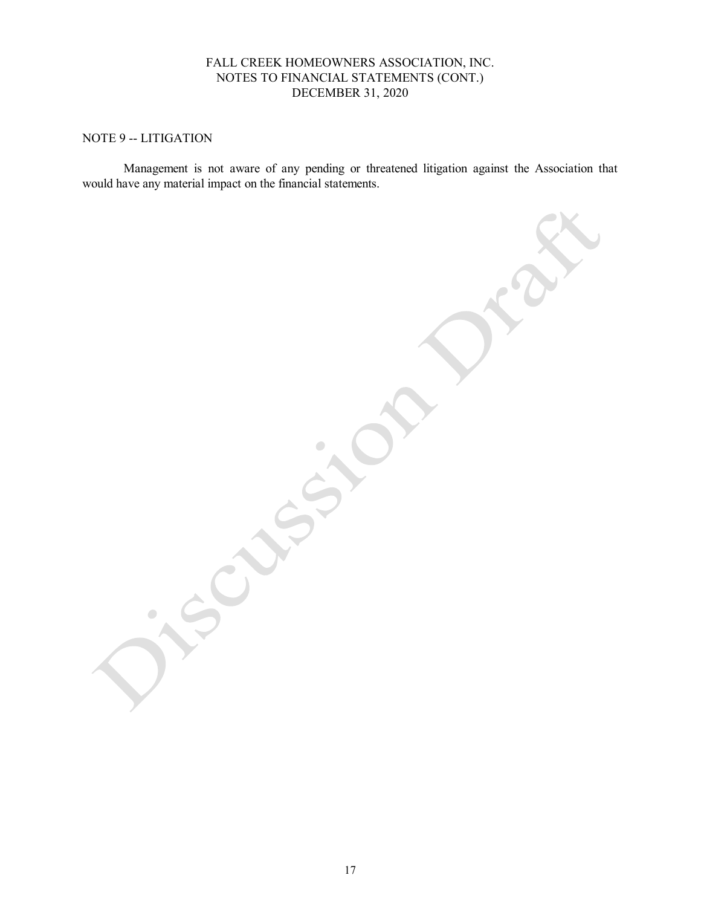FALL CREEK HOMEOWNERS ASSOCIATION, INC.
NOTES TO FINANCIAL STATEMENTS (CONT.)
DECEMBER 31, 2020

## NOTE 9 -- LITIGATION

Management is not aware of any pending or threatened litigation against the Association that would have any material impact on the financial statements.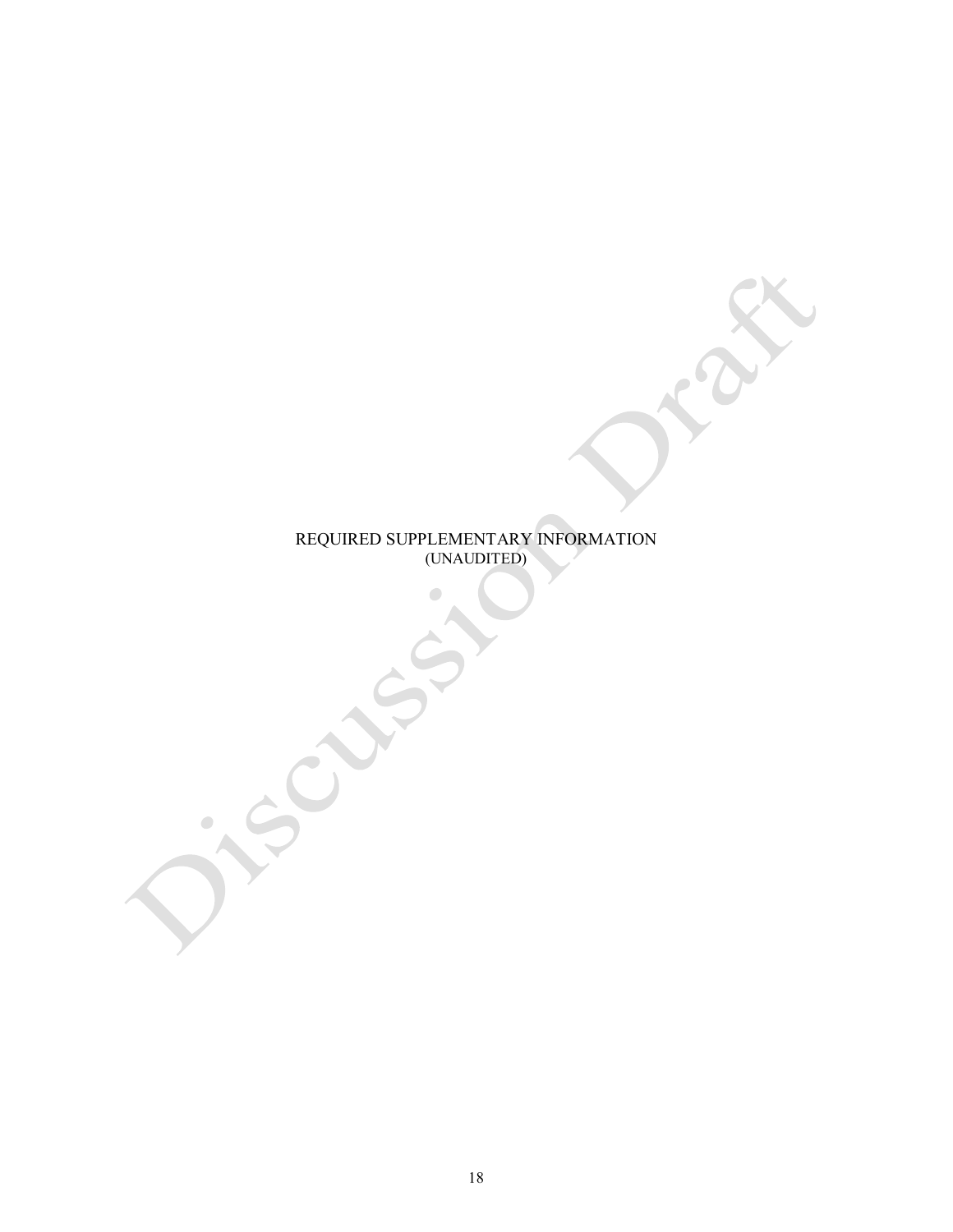# REQUIRED SUPPLEMENTARY INFORMATION

(UNAUDITED)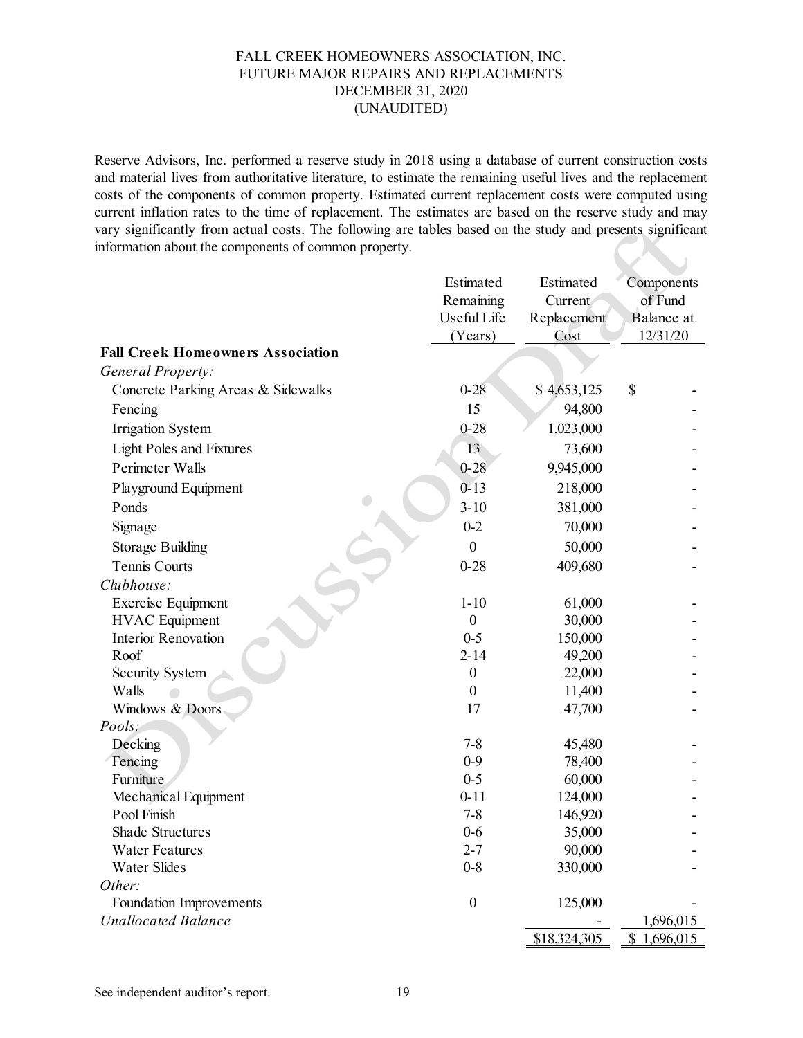FALL CREEK HOMEOWNERS ASSOCIATION, INC.
FUTURE MAJOR REPAIRS AND REPLACEMENTS
DECEMBER 31, 2020
(UNAUDITED)

Reserve Advisors, Inc. performed a reserve study in 2018 using a database of current construction costs and material lives from authoritative literature, to estimate the remaining useful lives and the replacement costs of the components of common property. Estimated current replacement costs were computed using current inflation rates to the time of replacement. The estimates are based on the reserve study and may vary significantly from actual costs. The following are tables based on the study and presents significant information about the components of common property.

| | Estimated Remaining Useful Life (Years) | Estimated Current Replacement Cost | Components of Fund Balance at 12/31/20 |
|---|---|---|---|
| **Fall Creek Homeowners Association** | | | |
| *General Property:* | | | |
| Concrete Parking Areas & Sidewalks | 0-28 | $ 4,653,125 | $ - |
| Fencing | 15 | 94,800 | - |
| Irrigation System | 0-28 | 1,023,000 | - |
| Light Poles and Fixtures | 13 | 73,600 | - |
| Perimeter Walls | 0-28 | 9,945,000 | - |
| Playground Equipment | 0-13 | 218,000 | - |
| Ponds | 3-10 | 381,000 | - |
| Signage | 0-2 | 70,000 | - |
| Storage Building | 0 | 50,000 | - |
| Tennis Courts | 0-28 | 409,680 | - |
| *Clubhouse:* | | | |
| Exercise Equipment | 1-10 | 61,000 | - |
| HVAC Equipment | 0 | 30,000 | - |
| Interior Renovation | 0-5 | 150,000 | - |
| Roof | 2-14 | 49,200 | - |
| Security System | 0 | 22,000 | - |
| Walls | 0 | 11,400 | - |
| Windows & Doors | 17 | 47,700 | - |
| *Pools:* | | | |
| Decking | 7-8 | 45,480 | - |
| Fencing | 0-9 | 78,400 | - |
| Furniture | 0-5 | 60,000 | - |
| Mechanical Equipment | 0-11 | 124,000 | - |
| Pool Finish | 7-8 | 146,920 | - |
| Shade Structures | 0-6 | 35,000 | - |
| Water Features | 2-7 | 90,000 | - |
| Water Slides | 0-8 | 330,000 | - |
| *Other:* | | | |
| Foundation Improvements | 0 | 125,000 | - |
| *Unallocated Balance* | | - | 1,696,015 |
| | | $18,324,305 | $ 1,696,015 |

See independent auditor's report.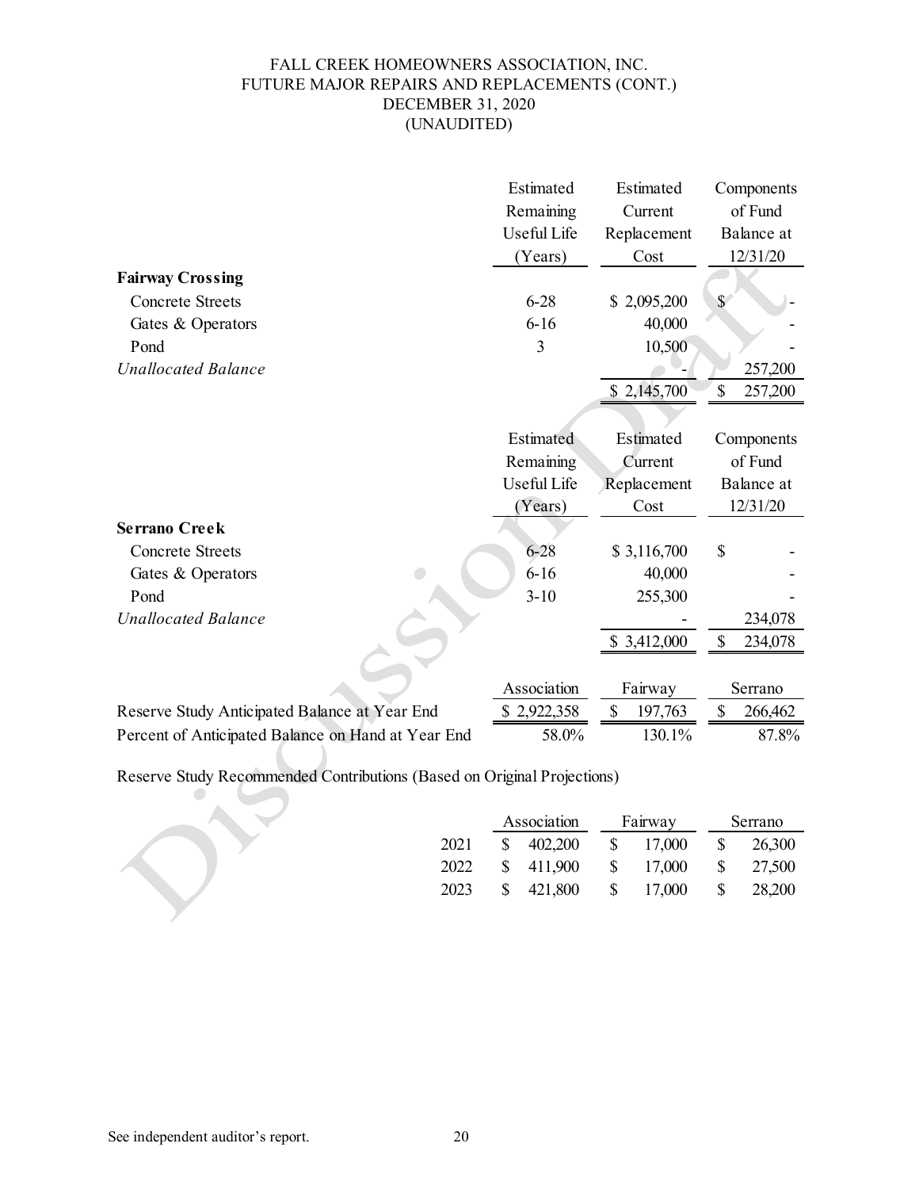FALL CREEK HOMEOWNERS ASSOCIATION, INC.
FUTURE MAJOR REPAIRS AND REPLACEMENTS (CONT.)
DECEMBER 31, 2020
(UNAUDITED)

| | Estimated Remaining Useful Life (Years) | Estimated Current Replacement Cost | Components of Fund Balance at 12/31/20 |
|---|---|---|---|
| **Fairway Crossing** | | | |
| Concrete Streets | 6-28 | $ 2,095,200 | $ - |
| Gates & Operators | 6-16 | 40,000 | - |
| Pond | 3 | 10,500 | - |
| *Unallocated Balance* | | - | 257,200 |
| | | $ 2,145,700 | $ 257,200 |

| | Estimated Remaining Useful Life (Years) | Estimated Current Replacement Cost | Components of Fund Balance at 12/31/20 |
|---|---|---|---|
| **Serrano Creek** | | | |
| Concrete Streets | 6-28 | $ 3,116,700 | $ - |
| Gates & Operators | 6-16 | 40,000 | - |
| Pond | 3-10 | 255,300 | - |
| *Unallocated Balance* | | - | 234,078 |
| | | $ 3,412,000 | $ 234,078 |

| | Association | Fairway | Serrano |
|---|---|---|---|
| Reserve Study Anticipated Balance at Year End | $ 2,922,358 | $ 197,763 | $ 266,462 |
| Percent of Anticipated Balance on Hand at Year End | 58.0% | 130.1% | 87.8% |

Reserve Study Recommended Contributions (Based on Original Projections)

| | Association | Fairway | Serrano |
|---|---|---|---|
| 2021 | $ 402,200 | $ 17,000 | $ 26,300 |
| 2022 | $ 411,900 | $ 17,000 | $ 27,500 |
| 2023 | $ 421,800 | $ 17,000 | $ 28,200 |

See independent auditor's report.